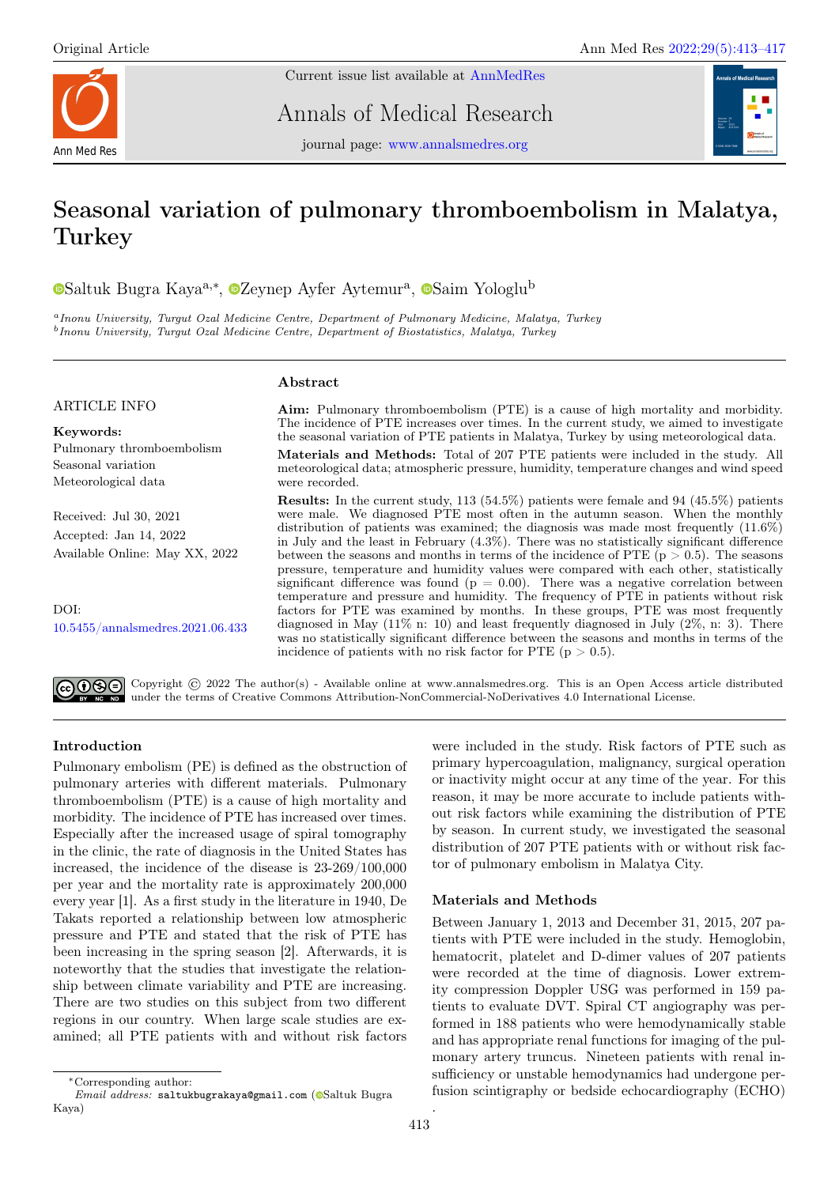Original Article

# Seasonal variation of pulmonary thromboembolism in Malatya, Turkey

Saltuk Bugra Kaya[a,*], Zeynep Ayfer Aytemur[a], Saim Yologlu[b]

[a] *Inonu University, Turgut Ozal Medicine Centre, Department of Pulmonary Medicine, Malatya, Turkey*
[b] *Inonu University, Turgut Ozal Medicine Centre, Department of Biostatistics, Malatya, Turkey*

ARTICLE INFO

**Keywords:**
Pulmonary thromboembolism
Seasonal variation
Meteorological data

Received: Jul 30, 2021
Accepted: Jan 14, 2022
Available Online: May XX, 2022

DOI:
10.5455/annalsmedres.2021.06.433

## Abstract

**Aim:** Pulmonary thromboembolism (PTE) is a cause of high mortality and morbidity. The incidence of PTE increases over times. In the current study, we aimed to investigate the seasonal variation of PTE patients in Malatya, Turkey by using meteorological data.

**Materials and Methods:** Total of 207 PTE patients were included in the study. All meteorological data; atmospheric pressure, humidity, temperature changes and wind speed were recorded.

**Results:** In the current study, 113 (54.5%) patients were female and 94 (45.5%) patients were male. We diagnosed PTE most often in the autumn season. When the monthly distribution of patients was examined; the diagnosis was made most frequently (11.6%) in July and the least in February (4.3%). There was no statistically significant difference between the seasons and months in terms of the incidence of PTE ($p > 0.5$). The seasons pressure, temperature and humidity values were compared with each other, statistically significant difference was found ($p = 0.00$). There was a negative correlation between temperature and pressure and humidity. The frequency of PTE in patients without risk factors for PTE was examined by months. In these groups, PTE was most frequently diagnosed in May (11% n: 10) and least frequently diagnosed in July (2%, n: 3). There was no statistically significant difference between the seasons and months in terms of the incidence of patients with no risk factor for PTE ($p > 0.5$).

Copyright © 2022 The author(s) - Available online at www.annalsmedres.org. This is an Open Access article distributed under the terms of Creative Commons Attribution-NonCommercial-NoDerivatives 4.0 International License.

## Introduction

Pulmonary embolism (PE) is defined as the obstruction of pulmonary arteries with different materials. Pulmonary thromboembolism (PTE) is a cause of high mortality and morbidity. The incidence of PTE has increased over times. Especially after the increased usage of spiral tomography in the clinic, the rate of diagnosis in the United States has increased, the incidence of the disease is 23-269/100,000 per year and the mortality rate is approximately 200,000 every year [1]. As a first study in the literature in 1940, De Takats reported a relationship between low atmospheric pressure and PTE and stated that the risk of PTE has been increasing in the spring season [2]. Afterwards, it is noteworthy that the studies that investigate the relationship between climate variability and PTE are increasing. There are two studies on this subject from two different regions in our country. When large scale studies are examined; all PTE patients with and without risk factors were included in the study. Risk factors of PTE such as primary hypercoagulation, malignancy, surgical operation or inactivity might occur at any time of the year. For this reason, it may be more accurate to include patients without risk factors while examining the distribution of PTE by season. In current study, we investigated the seasonal distribution of 207 PTE patients with or without risk factor of pulmonary embolism in Malatya City.

## Materials and Methods

Between January 1, 2013 and December 31, 2015, 207 patients with PTE were included in the study. Hemoglobin, hematocrit, platelet and D-dimer values of 207 patients were recorded at the time of diagnosis. Lower extremity compression Doppler USG was performed in 159 patients to evaluate DVT. Spiral CT angiography was performed in 188 patients who were hemodynamically stable and has appropriate renal functions for imaging of the pulmonary artery truncus. Nineteen patients with renal insufficiency or unstable hemodynamics had undergone perfusion scintigraphy or bedside echocardiography (ECHO).

*Corresponding author:
*Email address:* saltukbugrakaya@gmail.com (Saltuk Bugra Kaya)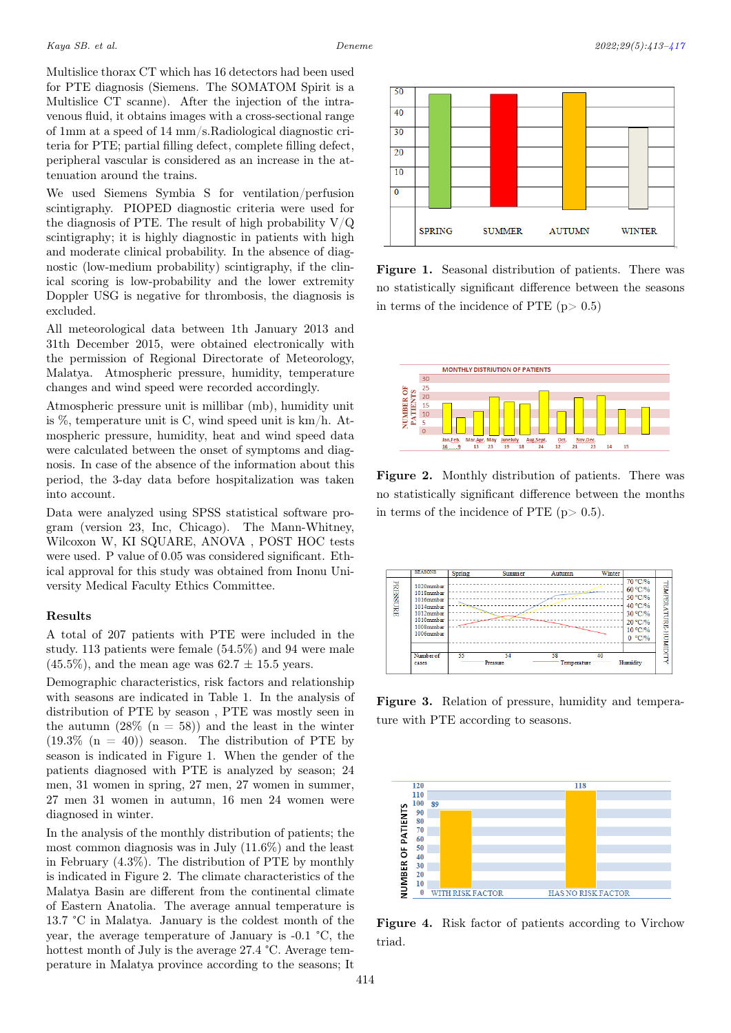Multislice thorax CT which has 16 detectors had been used for PTE diagnosis (Siemens. The SOMATOM Spirit is a Multislice CT scanne). After the injection of the intravenous fluid, it obtains images with a cross-sectional range of 1mm at a speed of 14 mm/s.Radiological diagnostic criteria for PTE; partial filling defect, complete filling defect, peripheral vascular is considered as an increase in the attenuation around the trains.

We used Siemens Symbia S for ventilation/perfusion scintigraphy. PIOPED diagnostic criteria were used for the diagnosis of PTE. The result of high probability V/Q scintigraphy; it is highly diagnostic in patients with high and moderate clinical probability. In the absence of diagnostic (low-medium probability) scintigraphy, if the clinical scoring is low-probability and the lower extremity Doppler USG is negative for thrombosis, the diagnosis is excluded.

All meteorological data between 1th January 2013 and 31th December 2015, were obtained electronically with the permission of Regional Directorate of Meteorology, Malatya. Atmospheric pressure, humidity, temperature changes and wind speed were recorded accordingly.

Atmospheric pressure unit is millibar (mb), humidity unit is %, temperature unit is C, wind speed unit is km/h. Atmospheric pressure, humidity, heat and wind speed data were calculated between the onset of symptoms and diagnosis. In case of the absence of the information about this period, the 3-day data before hospitalization was taken into account.

Data were analyzed using SPSS statistical software program (version 23, Inc, Chicago). The Mann-Whitney, Wilcoxon W, KI SQUARE, ANOVA , POST HOC tests were used. P value of 0.05 was considered significant. Ethical approval for this study was obtained from Inonu University Medical Faculty Ethics Committee.

## Results

A total of 207 patients with PTE were included in the study. 113 patients were female (54.5%) and 94 were male (45.5%), and the mean age was 62.7 ± 15.5 years.

Demographic characteristics, risk factors and relationship with seasons are indicated in Table 1. In the analysis of distribution of PTE by season , PTE was mostly seen in the autumn (28% (n = 58)) and the least in the winter (19.3% (n = 40)) season. The distribution of PTE by season is indicated in Figure 1. When the gender of the patients diagnosed with PTE is analyzed by season; 24 men, 31 women in spring, 27 men, 27 women in summer, 27 men 31 women in autumn, 16 men 24 women were diagnosed in winter.

In the analysis of the monthly distribution of patients; the most common diagnosis was in July (11.6%) and the least in February (4.3%). The distribution of PTE by monthly is indicated in Figure 2. The climate characteristics of the Malatya Basin are different from the continental climate of Eastern Anatolia. The average annual temperature is 13.7 °C in Malatya. January is the coldest month of the year, the average temperature of January is -0.1 °C, the hottest month of July is the average 27.4 °C. Average temperature in Malatya province according to the seasons; It

**Figure 1.** Seasonal distribution of patients. There was no statistically significant difference between the seasons in terms of the incidence of PTE (p> 0.5)

**Figure 2.** Monthly distribution of patients. There was no statistically significant difference between the months in terms of the incidence of PTE (p> 0.5).

**Figure 3.** Relation of pressure, humidity and temperature with PTE according to seasons.

**Figure 4.** Risk factor of patients according to Virchow triad.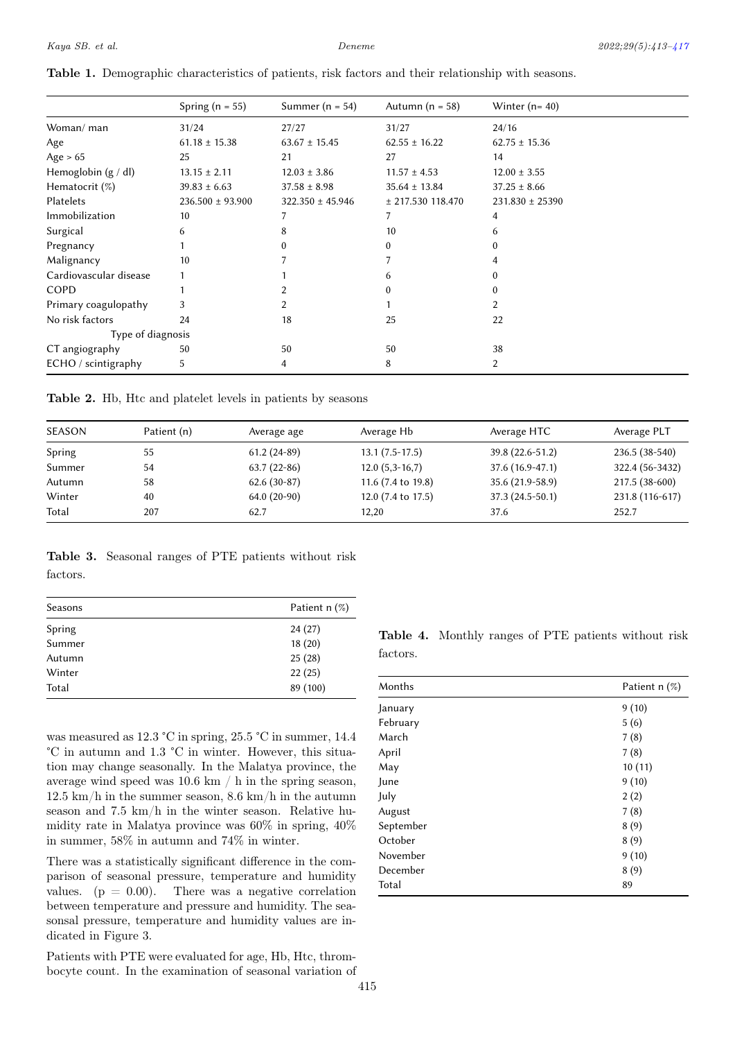**Table 1.** Demographic characteristics of patients, risk factors and their relationship with seasons.

| | Spring (n = 55) | Summer (n = 54) | Autumn (n = 58) | Winter (n= 40) |
|---|---|---|---|---|
| Woman/ man | 31/24 | 27/27 | 31/27 | 24/16 |
| Age | 61.18 ± 15.38 | 63.67 ± 15.45 | 62.55 ± 16.22 | 62.75 ± 15.36 |
| Age > 65 | 25 | 21 | 27 | 14 |
| Hemoglobin (g / dl) | 13.15 ± 2.11 | 12.03 ± 3.86 | 11.57 ± 4.53 | 12.00 ± 3.55 |
| Hematocrit (%) | 39.83 ± 6.63 | 37.58 ± 8.98 | 35.64 ± 13.84 | 37.25 ± 8.66 |
| Platelets | 236.500 ± 93.900 | 322.350 ± 45.946 | ± 217.530 118.470 | 231.830 ± 25390 |
| Immobilization | 10 | 7 | 7 | 4 |
| Surgical | 6 | 8 | 10 | 6 |
| Pregnancy | 1 | 0 | 0 | 0 |
| Malignancy | 10 | 7 | 7 | 4 |
| Cardiovascular disease | 1 | 1 | 6 | 0 |
| COPD | 1 | 2 | 0 | 0 |
| Primary coagulopathy | 3 | 2 | 1 | 2 |
| No risk factors | 24 | 18 | 25 | 22 |
| Type of diagnosis | | | | |
| CT angiography | 50 | 50 | 50 | 38 |
| ECHO / scintigraphy | 5 | 4 | 8 | 2 |

**Table 2.** Hb, Htc and platelet levels in patients by seasons

| SEASON | Patient (n) | Average age | Average Hb | Average HTC | Average PLT |
|---|---|---|---|---|---|
| Spring | 55 | 61.2 (24-89) | 13.1 (7.5-17.5) | 39.8 (22.6-51.2) | 236.5 (38-540) |
| Summer | 54 | 63.7 (22-86) | 12.0 (5,3-16,7) | 37.6 (16.9-47.1) | 322.4 (56-3432) |
| Autumn | 58 | 62.6 (30-87) | 11.6 (7.4 to 19.8) | 35.6 (21.9-58.9) | 217.5 (38-600) |
| Winter | 40 | 64.0 (20-90) | 12.0 (7.4 to 17.5) | 37.3 (24.5-50.1) | 231.8 (116-617) |
| Total | 207 | 62.7 | 12,20 | 37.6 | 252.7 |

**Table 3.** Seasonal ranges of PTE patients without risk factors.

| Seasons | Patient n (%) |
|---|---|
| Spring | 24 (27) |
| Summer | 18 (20) |
| Autumn | 25 (28) |
| Winter | 22 (25) |
| Total | 89 (100) |

was measured as 12.3 °C in spring, 25.5 °C in summer, 14.4 °C in autumn and 1.3 °C in winter. However, this situation may change seasonally. In the Malatya province, the average wind speed was 10.6 km / h in the spring season, 12.5 km/h in the summer season, 8.6 km/h in the autumn season and 7.5 km/h in the winter season. Relative humidity rate in Malatya province was 60% in spring, 40% in summer, 58% in autumn and 74% in winter.

There was a statistically significant difference in the comparison of seasonal pressure, temperature and humidity values. ($p = 0.00$). There was a negative correlation between temperature and pressure and humidity. The seasonsal pressure, temperature and humidity values are indicated in Figure 3.

Patients with PTE were evaluated for age, Hb, Htc, thrombocyte count. In the examination of seasonal variation of

**Table 4.** Monthly ranges of PTE patients without risk factors.

| Months | Patient n (%) |
|---|---|
| January | 9 (10) |
| February | 5 (6) |
| March | 7 (8) |
| April | 7 (8) |
| May | 10 (11) |
| June | 9 (10) |
| July | 2 (2) |
| August | 7 (8) |
| September | 8 (9) |
| October | 8 (9) |
| November | 9 (10) |
| December | 8 (9) |
| Total | 89 |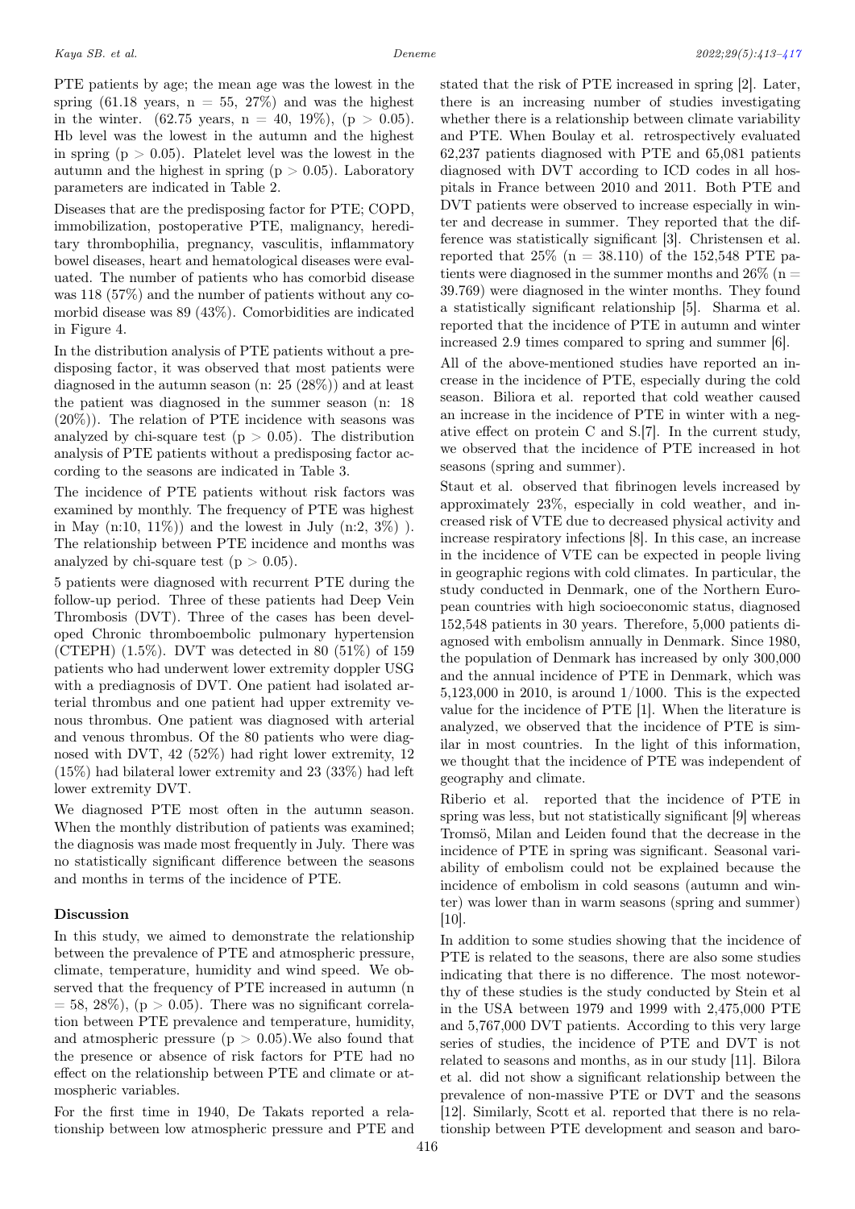PTE patients by age; the mean age was the lowest in the spring (61.18 years, n = 55, 27%) and was the highest in the winter. (62.75 years, n = 40, 19%), ($p > 0.05$). Hb level was the lowest in the autumn and the highest in spring ($p > 0.05$). Platelet level was the lowest in the autumn and the highest in spring ($p > 0.05$). Laboratory parameters are indicated in Table 2.

Diseases that are the predisposing factor for PTE; COPD, immobilization, postoperative PTE, malignancy, hereditary thrombophilia, pregnancy, vasculitis, inflammatory bowel diseases, heart and hematological diseases were evaluated. The number of patients who has comorbid disease was 118 (57%) and the number of patients without any comorbid disease was 89 (43%). Comorbidities are indicated in Figure 4.

In the distribution analysis of PTE patients without a predisposing factor, it was observed that most patients were diagnosed in the autumn season (n: 25 (28%)) and at least the patient was diagnosed in the summer season (n: 18 (20%)). The relation of PTE incidence with seasons was analyzed by chi-square test ($p > 0.05$). The distribution analysis of PTE patients without a predisposing factor according to the seasons are indicated in Table 3.

The incidence of PTE patients without risk factors was examined by monthly. The frequency of PTE was highest in May (n:10, 11%)) and the lowest in July (n:2, 3%) ). The relationship between PTE incidence and months was analyzed by chi-square test ($p > 0.05$).

5 patients were diagnosed with recurrent PTE during the follow-up period. Three of these patients had Deep Vein Thrombosis (DVT). Three of the cases has been developed Chronic thromboembolic pulmonary hypertension (CTEPH) (1.5%). DVT was detected in 80 (51%) of 159 patients who had underwent lower extremity doppler USG with a prediagnosis of DVT. One patient had isolated arterial thrombus and one patient had upper extremity venous thrombus. One patient was diagnosed with arterial and venous thrombus. Of the 80 patients who were diagnosed with DVT, 42 (52%) had right lower extremity, 12 (15%) had bilateral lower extremity and 23 (33%) had left lower extremity DVT.

We diagnosed PTE most often in the autumn season. When the monthly distribution of patients was examined; the diagnosis was made most frequently in July. There was no statistically significant difference between the seasons and months in terms of the incidence of PTE.

## Discussion

In this study, we aimed to demonstrate the relationship between the prevalence of PTE and atmospheric pressure, climate, temperature, humidity and wind speed. We observed that the frequency of PTE increased in autumn (n = 58, 28%), ($p > 0.05$). There was no significant correlation between PTE prevalence and temperature, humidity, and atmospheric pressure ($p > 0.05$).We also found that the presence or absence of risk factors for PTE had no effect on the relationship between PTE and climate or atmospheric variables.

For the first time in 1940, De Takats reported a relationship between low atmospheric pressure and PTE and stated that the risk of PTE increased in spring [2]. Later, there is an increasing number of studies investigating whether there is a relationship between climate variability and PTE. When Boulay et al. retrospectively evaluated 62,237 patients diagnosed with PTE and 65,081 patients diagnosed with DVT according to ICD codes in all hospitals in France between 2010 and 2011. Both PTE and DVT patients were observed to increase especially in winter and decrease in summer. They reported that the difference was statistically significant [3]. Christensen et al. reported that 25% (n = 38.110) of the 152,548 PTE patients were diagnosed in the summer months and 26% (n = 39.769) were diagnosed in the winter months. They found a statistically significant relationship [5]. Sharma et al. reported that the incidence of PTE in autumn and winter increased 2.9 times compared to spring and summer [6].

All of the above-mentioned studies have reported an increase in the incidence of PTE, especially during the cold season. Biliora et al. reported that cold weather caused an increase in the incidence of PTE in winter with a negative effect on protein C and S.[7]. In the current study, we observed that the incidence of PTE increased in hot seasons (spring and summer).

Staut et al. observed that fibrinogen levels increased by approximately 23%, especially in cold weather, and increased risk of VTE due to decreased physical activity and increase respiratory infections [8]. In this case, an increase in the incidence of VTE can be expected in people living in geographic regions with cold climates. In particular, the study conducted in Denmark, one of the Northern European countries with high socioeconomic status, diagnosed 152,548 patients in 30 years. Therefore, 5,000 patients diagnosed with embolism annually in Denmark. Since 1980, the population of Denmark has increased by only 300,000 and the annual incidence of PTE in Denmark, which was 5,123,000 in 2010, is around 1/1000. This is the expected value for the incidence of PTE [1]. When the literature is analyzed, we observed that the incidence of PTE is similar in most countries. In the light of this information, we thought that the incidence of PTE was independent of geography and climate.

Riberio et al. reported that the incidence of PTE in spring was less, but not statistically significant [9] whereas Tromsö, Milan and Leiden found that the decrease in the incidence of PTE in spring was significant. Seasonal variability of embolism could not be explained because the incidence of embolism in cold seasons (autumn and winter) was lower than in warm seasons (spring and summer) [10].

In addition to some studies showing that the incidence of PTE is related to the seasons, there are also some studies indicating that there is no difference. The most noteworthy of these studies is the study conducted by Stein et al in the USA between 1979 and 1999 with 2,475,000 PTE and 5,767,000 DVT patients. According to this very large series of studies, the incidence of PTE and DVT is not related to seasons and months, as in our study [11]. Bilora et al. did not show a significant relationship between the prevalence of non-massive PTE or DVT and the seasons [12]. Similarly, Scott et al. reported that there is no relationship between PTE development and season and baro-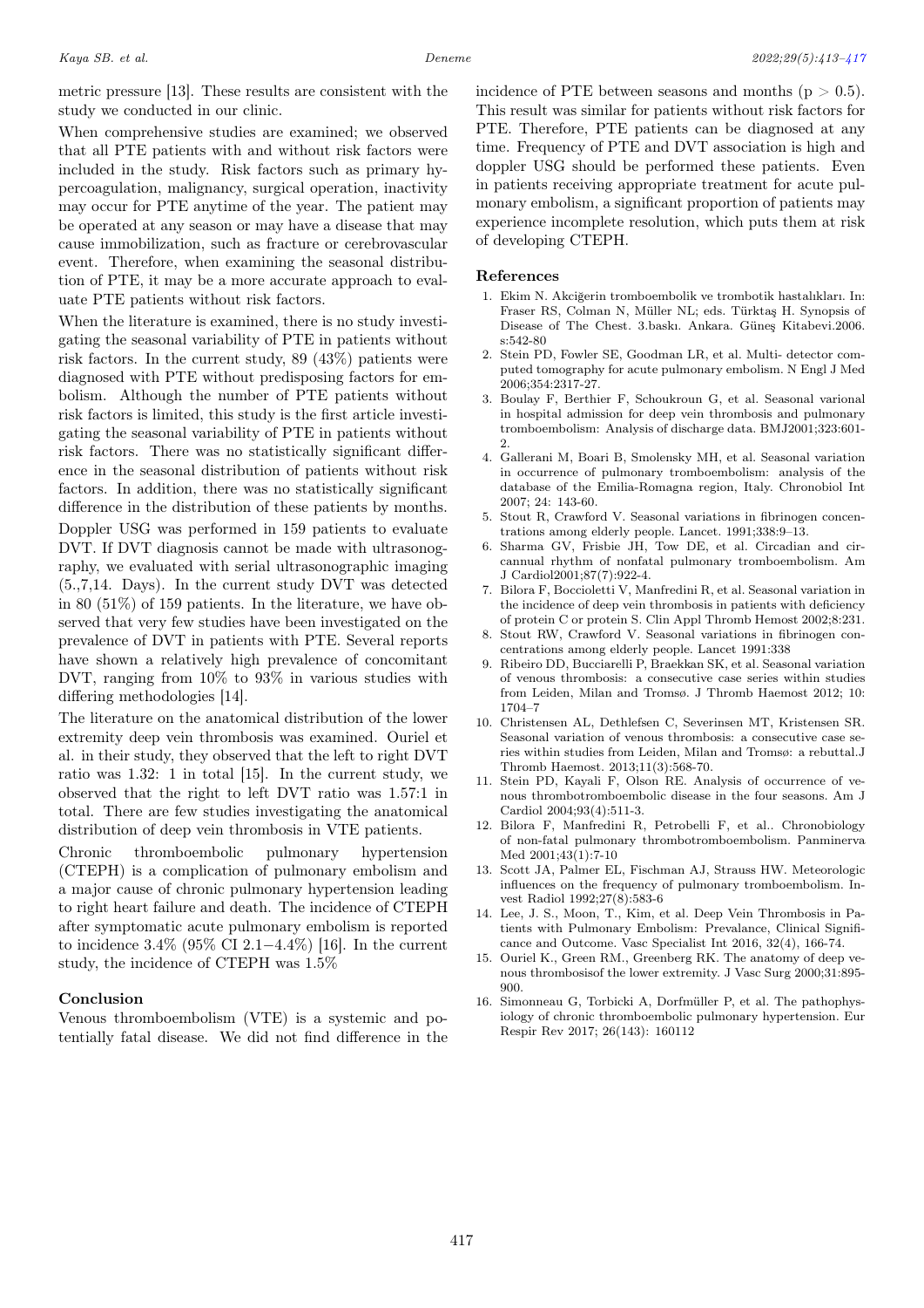metric pressure [13]. These results are consistent with the study we conducted in our clinic.

When comprehensive studies are examined; we observed that all PTE patients with and without risk factors were included in the study. Risk factors such as primary hypercoagulation, malignancy, surgical operation, inactivity may occur for PTE anytime of the year. The patient may be operated at any season or may have a disease that may cause immobilization, such as fracture or cerebrovascular event. Therefore, when examining the seasonal distribution of PTE, it may be a more accurate approach to evaluate PTE patients without risk factors.

When the literature is examined, there is no study investigating the seasonal variability of PTE in patients without risk factors. In the current study, 89 (43%) patients were diagnosed with PTE without predisposing factors for embolism. Although the number of PTE patients without risk factors is limited, this study is the first article investigating the seasonal variability of PTE in patients without risk factors. There was no statistically significant difference in the seasonal distribution of patients without risk factors. In addition, there was no statistically significant difference in the distribution of these patients by months.

Doppler USG was performed in 159 patients to evaluate DVT. If DVT diagnosis cannot be made with ultrasonography, we evaluated with serial ultrasonographic imaging (5.,7,14. Days). In the current study DVT was detected in 80 (51%) of 159 patients. In the literature, we have observed that very few studies have been investigated on the prevalence of DVT in patients with PTE. Several reports have shown a relatively high prevalence of concomitant DVT, ranging from 10% to 93% in various studies with differing methodologies [14].

The literature on the anatomical distribution of the lower extremity deep vein thrombosis was examined. Ouriel et al. in their study, they observed that the left to right DVT ratio was 1.32: 1 in total [15]. In the current study, we observed that the right to left DVT ratio was 1.57:1 in total. There are few studies investigating the anatomical distribution of deep vein thrombosis in VTE patients.

Chronic thromboembolic pulmonary hypertension (CTEPH) is a complication of pulmonary embolism and a major cause of chronic pulmonary hypertension leading to right heart failure and death. The incidence of CTEPH after symptomatic acute pulmonary embolism is reported to incidence 3.4% (95% CI 2.1−4.4%) [16]. In the current study, the incidence of CTEPH was 1.5%

## Conclusion

Venous thromboembolism (VTE) is a systemic and potentially fatal disease. We did not find difference in the incidence of PTE between seasons and months ($p > 0.5$). This result was similar for patients without risk factors for PTE. Therefore, PTE patients can be diagnosed at any time. Frequency of PTE and DVT association is high and doppler USG should be performed these patients. Even in patients receiving appropriate treatment for acute pulmonary embolism, a significant proportion of patients may experience incomplete resolution, which puts them at risk of developing CTEPH.

## References

1. Ekim N. Akciğerin tromboembolik ve trombotik hastalıkları. In: Fraser RS, Colman N, Müller NL; eds. Türktaş H. Synopsis of Disease of The Chest. 3.baskı. Ankara. Güneş Kitabevi.2006. s:542-80
2. Stein PD, Fowler SE, Goodman LR, et al. Multi- detector computed tomography for acute pulmonary embolism. N Engl J Med 2006;354:2317-27.
3. Boulay F, Berthier F, Schoukroun G, et al. Seasonal varional in hospital admission for deep vein thrombosis and pulmonary tromboembolism: Analysis of discharge data. BMJ2001;323:601-2.
4. Gallerani M, Boari B, Smolensky MH, et al. Seasonal variation in occurrence of pulmonary tromboembolism: analysis of the database of the Emilia-Romagna region, Italy. Chronobiol Int 2007; 24: 143-60.
5. Stout R, Crawford V. Seasonal variations in fibrinogen concentrations among elderly people. Lancet. 1991;338:9–13.
6. Sharma GV, Frisbie JH, Tow DE, et al. Circadian and circannual rhythm of nonfatal pulmonary tromboembolism. Am J Cardiol2001;87(7):922-4.
7. Bilora F, Boccioletti V, Manfredini R, et al. Seasonal variation in the incidence of deep vein thrombosis in patients with deficiency of protein C or protein S. Clin Appl Thromb Hemost 2002;8:231.
8. Stout RW, Crawford V. Seasonal variations in fibrinogen concentrations among elderly people. Lancet 1991:338
9. Ribeiro DD, Bucciarelli P, Braekkan SK, et al. Seasonal variation of venous thrombosis: a consecutive case series within studies from Leiden, Milan and Tromsø. J Thromb Haemost 2012; 10: 1704–7
10. Christensen AL, Dethlefsen C, Severinsen MT, Kristensen SR. Seasonal variation of venous thrombosis: a consecutive case series within studies from Leiden, Milan and Tromsø: a rebuttal.J Thromb Haemost. 2013;11(3):568-70.
11. Stein PD, Kayali F, Olson RE. Analysis of occurrence of venous thrombotromboembolic disease in the four seasons. Am J Cardiol 2004;93(4):511-3.
12. Bilora F, Manfredini R, Petrobelli F, et al.. Chronobiology of non-fatal pulmonary thrombotromboembolism. Panminerva Med 2001;43(1):7-10
13. Scott JA, Palmer EL, Fischman AJ, Strauss HW. Meteorologic influences on the frequency of pulmonary tromboembolism. Invest Radiol 1992;27(8):583-6
14. Lee, J. S., Moon, T., Kim, et al. Deep Vein Thrombosis in Patients with Pulmonary Embolism: Prevalance, Clinical Significance and Outcome. Vasc Specialist Int 2016, 32(4), 166-74.
15. Ouriel K., Green RM., Greenberg RK. The anatomy of deep venous thrombosisof the lower extremity. J Vasc Surg 2000;31:895-900.
16. Simonneau G, Torbicki A, Dorfmüller P, et al. The pathophysiology of chronic thromboembolic pulmonary hypertension. Eur Respir Rev 2017; 26(143): 160112